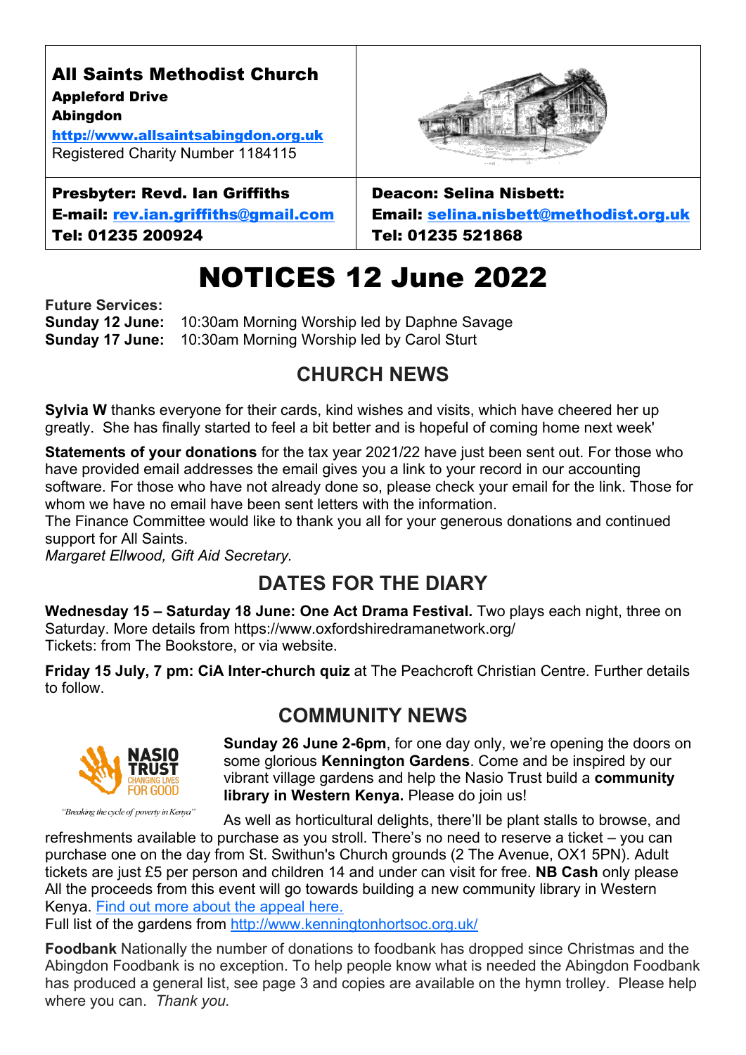| **All Saints Methodist Church**<br>**Appleford Drive**<br>**Abingdon**<br>**[http://www.allsaintsabingdon.org.uk](http://www.allsaintsabingdon.org.uk)**<br>Registered Charity Number 1184115 | |
|---|---|
| **Presbyter: Revd. Ian Griffiths**<br>**E-mail: [rev.ian.griffiths@gmail.com](mailto:rev.ian.griffiths@gmail.com)**<br>**Tel: 01235 200924** | **Deacon: Selina Nisbett:**<br>**Email: [selina.nisbett@methodist.org.uk](mailto:selina.nisbett@methodist.org.uk)**<br>**Tel: 01235 521868** |

# NOTICES 12 June 2022

**Future Services:**
**Sunday 12 June:** 10:30am Morning Worship led by Daphne Savage
**Sunday 17 June:** 10:30am Morning Worship led by Carol Sturt

## CHURCH NEWS

**Sylvia W** thanks everyone for their cards, kind wishes and visits, which have cheered her up greatly. She has finally started to feel a bit better and is hopeful of coming home next week'

**Statements of your donations** for the tax year 2021/22 have just been sent out. For those who have provided email addresses the email gives you a link to your record in our accounting software. For those who have not already done so, please check your email for the link. Those for whom we have no email have been sent letters with the information.
The Finance Committee would like to thank you all for your generous donations and continued support for All Saints.
*Margaret Ellwood, Gift Aid Secretary.*

## DATES FOR THE DIARY

**Wednesday 15 – Saturday 18 June: One Act Drama Festival.** Two plays each night, three on Saturday. More details from https://www.oxfordshiredramanetwork.org/
Tickets: from The Bookstore, or via website.

**Friday 15 July, 7 pm: CiA Inter-church quiz** at The Peachcroft Christian Centre. Further details to follow.

## COMMUNITY NEWS

NASIO TRUST
CHANGING LIVES FOR GOOD
*"Breaking the cycle of poverty in Kenya"*

**Sunday 26 June 2-6pm**, for one day only, we're opening the doors on some glorious **Kennington Gardens**. Come and be inspired by our vibrant village gardens and help the Nasio Trust build a **community library in Western Kenya.** Please do join us!

As well as horticultural delights, there'll be plant stalls to browse, and refreshments available to purchase as you stroll. There's no need to reserve a ticket – you can purchase one on the day from St. Swithun's Church grounds (2 The Avenue, OX1 5PN). Adult tickets are just £5 per person and children 14 and under can visit for free. **NB Cash** only please
All the proceeds from this event will go towards building a new community library in Western Kenya. Find out more about the appeal here.
Full list of the gardens from [http://www.kenningtonhortsoc.org.uk/](http://www.kenningtonhortsoc.org.uk/)

**Foodbank** Nationally the number of donations to foodbank has dropped since Christmas and the Abingdon Foodbank is no exception. To help people know what is needed the Abingdon Foodbank has produced a general list, see page 3 and copies are available on the hymn trolley. Please help where you can. *Thank you.*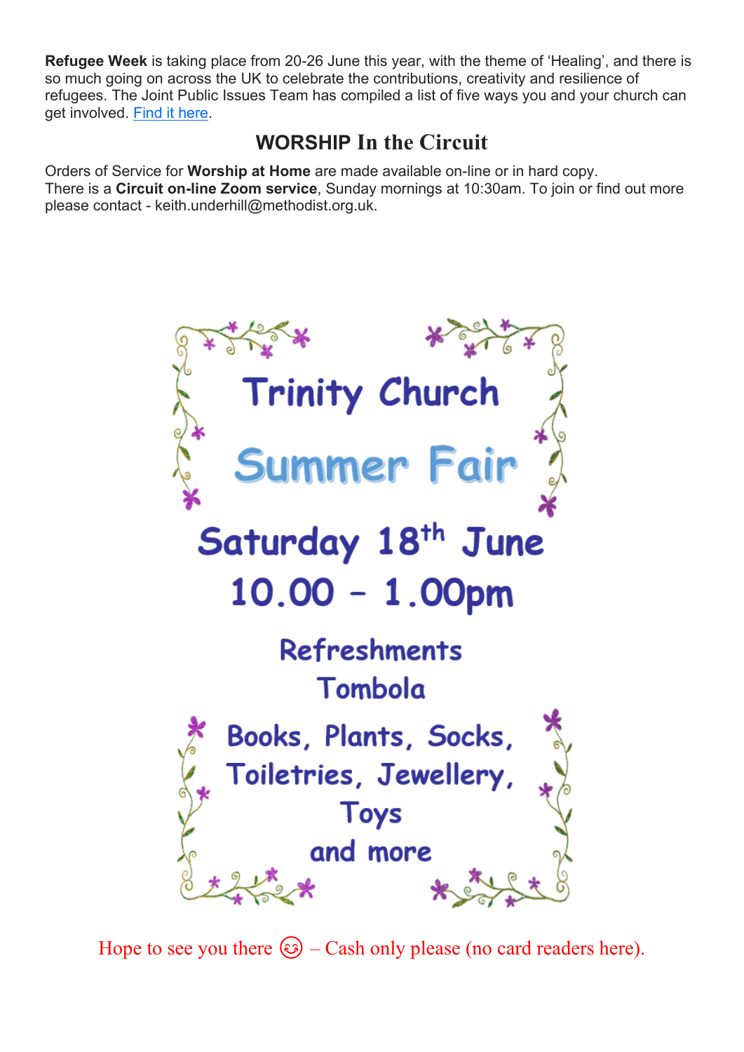**Refugee Week** is taking place from 20-26 June this year, with the theme of 'Healing', and there is so much going on across the UK to celebrate the contributions, creativity and resilience of refugees. The Joint Public Issues Team has compiled a list of five ways you and your church can get involved. [Find it here](#).

## WORSHIP In the Circuit

Orders of Service for **Worship at Home** are made available on-line or in hard copy.
There is a **Circuit on-line Zoom service**, Sunday mornings at 10:30am. To join or find out more please contact - keith.underhill@methodist.org.uk.

# Trinity Church

# Summer Fair

## Saturday 18th June

## 10.00 – 1.00pm

Refreshments

Tombola

Books, Plants, Socks, Toiletries, Jewellery, Toys

and more

Hope to see you there ☺ – Cash only please (no card readers here).